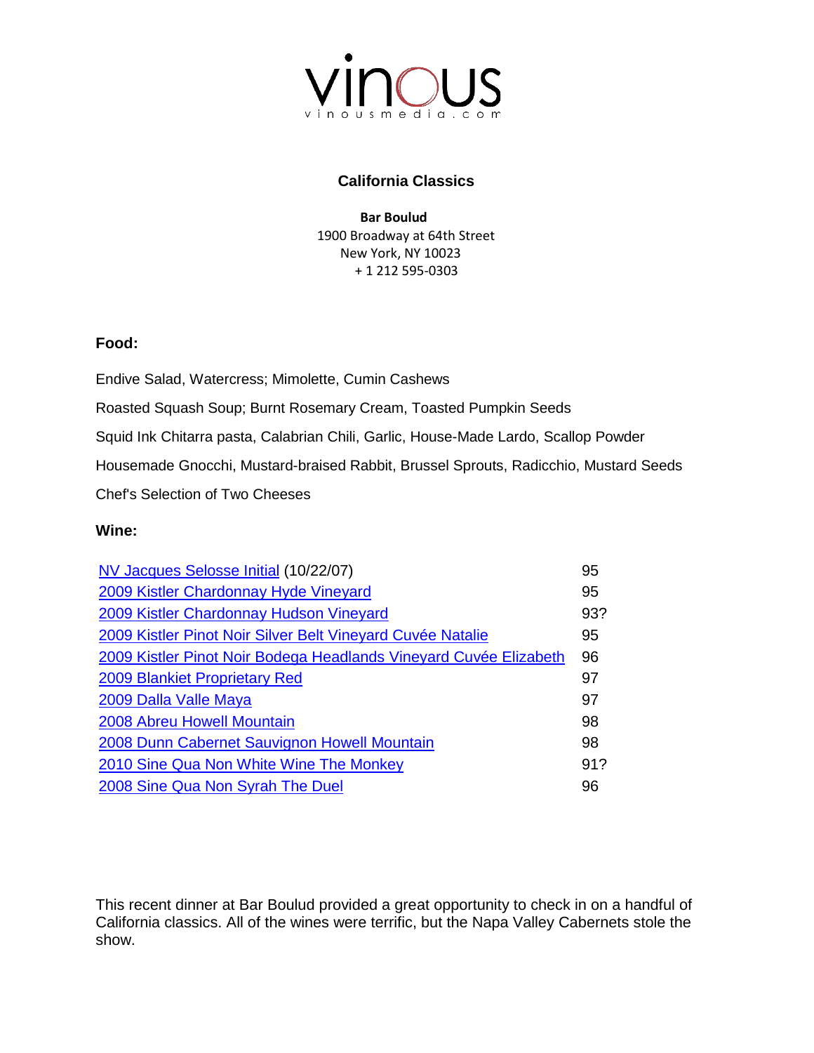vinous
vinousmedia.com

# California Classics

**Bar Boulud**
1900 Broadway at 64th Street
New York, NY 10023
+ 1 212 595-0303

## Food:

Endive Salad, Watercress; Mimolette, Cumin Cashews

Roasted Squash Soup; Burnt Rosemary Cream, Toasted Pumpkin Seeds

Squid Ink Chitarra pasta, Calabrian Chili, Garlic, House-Made Lardo, Scallop Powder

Housemade Gnocchi, Mustard-braised Rabbit, Brussel Sprouts, Radicchio, Mustard Seeds

Chef's Selection of Two Cheeses

## Wine:

| Wine | Score |
|---|---|
| NV Jacques Selosse Initial (10/22/07) | 95 |
| 2009 Kistler Chardonnay Hyde Vineyard | 95 |
| 2009 Kistler Chardonnay Hudson Vineyard | 93? |
| 2009 Kistler Pinot Noir Silver Belt Vineyard Cuvée Natalie | 95 |
| 2009 Kistler Pinot Noir Bodega Headlands Vineyard Cuvée Elizabeth | 96 |
| 2009 Blankiet Proprietary Red | 97 |
| 2009 Dalla Valle Maya | 97 |
| 2008 Abreu Howell Mountain | 98 |
| 2008 Dunn Cabernet Sauvignon Howell Mountain | 98 |
| 2010 Sine Qua Non White Wine The Monkey | 91? |
| 2008 Sine Qua Non Syrah The Duel | 96 |

This recent dinner at Bar Boulud provided a great opportunity to check in on a handful of California classics. All of the wines were terrific, but the Napa Valley Cabernets stole the show.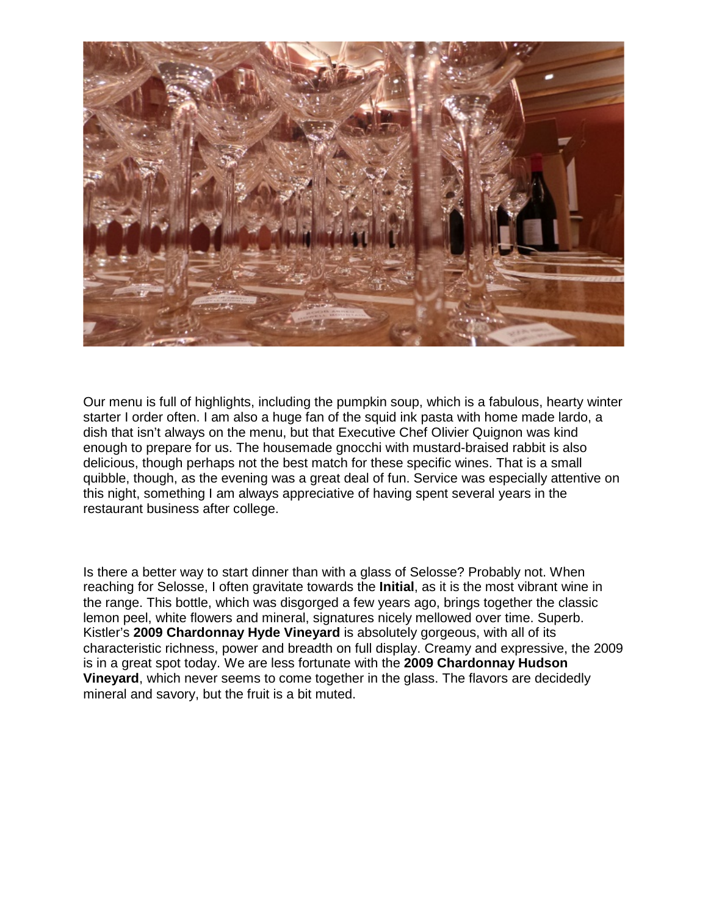Our menu is full of highlights, including the pumpkin soup, which is a fabulous, hearty winter starter I order often. I am also a huge fan of the squid ink pasta with home made lardo, a dish that isn't always on the menu, but that Executive Chef Olivier Quignon was kind enough to prepare for us. The housemade gnocchi with mustard-braised rabbit is also delicious, though perhaps not the best match for these specific wines. That is a small quibble, though, as the evening was a great deal of fun. Service was especially attentive on this night, something I am always appreciative of having spent several years in the restaurant business after college.

Is there a better way to start dinner than with a glass of Selosse? Probably not. When reaching for Selosse, I often gravitate towards the **Initial**, as it is the most vibrant wine in the range. This bottle, which was disgorged a few years ago, brings together the classic lemon peel, white flowers and mineral, signatures nicely mellowed over time. Superb. Kistler's **2009 Chardonnay Hyde Vineyard** is absolutely gorgeous, with all of its characteristic richness, power and breadth on full display. Creamy and expressive, the 2009 is in a great spot today. We are less fortunate with the **2009 Chardonnay Hudson Vineyard**, which never seems to come together in the glass. The flavors are decidedly mineral and savory, but the fruit is a bit muted.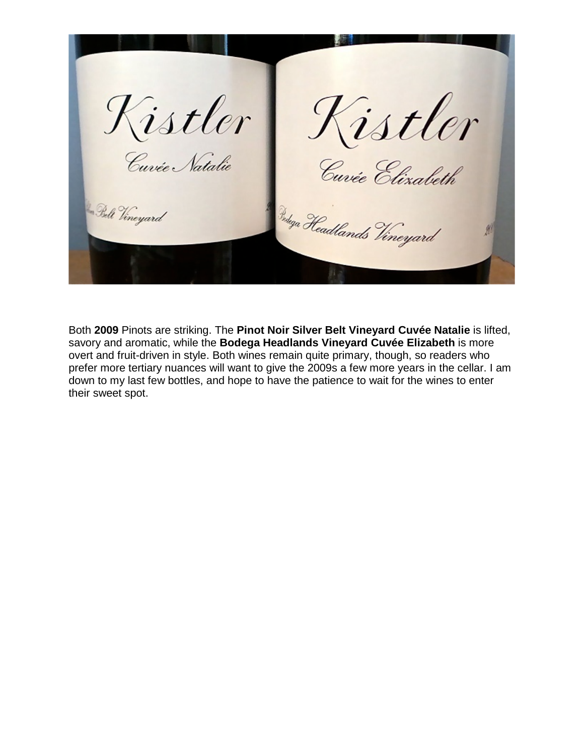Both **2009** Pinots are striking. The **Pinot Noir Silver Belt Vineyard Cuvée Natalie** is lifted, savory and aromatic, while the **Bodega Headlands Vineyard Cuvée Elizabeth** is more overt and fruit-driven in style. Both wines remain quite primary, though, so readers who prefer more tertiary nuances will want to give the 2009s a few more years in the cellar. I am down to my last few bottles, and hope to have the patience to wait for the wines to enter their sweet spot.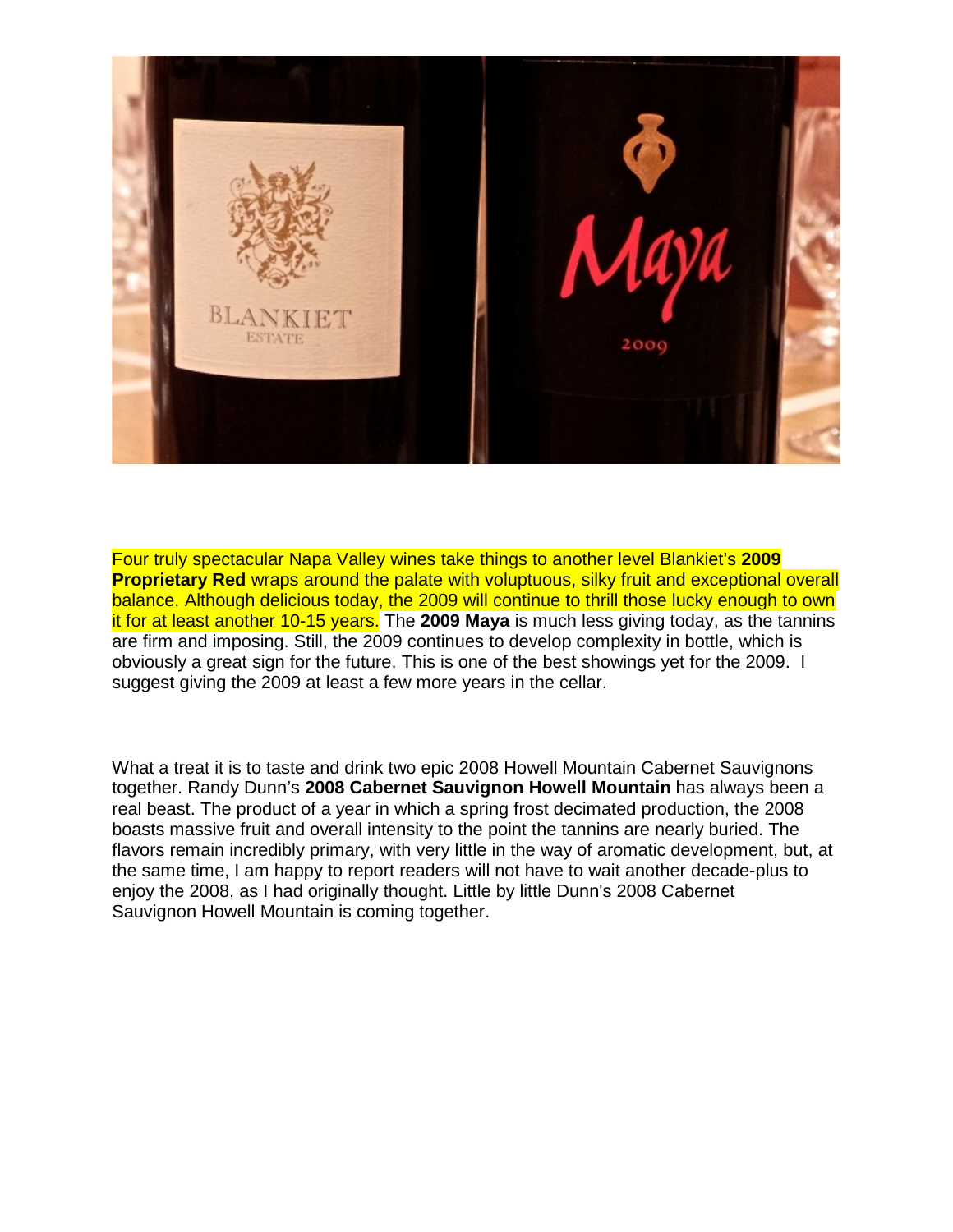Four truly spectacular Napa Valley wines take things to another level Blankiet's **2009 Proprietary Red** wraps around the palate with voluptuous, silky fruit and exceptional overall balance. Although delicious today, the 2009 will continue to thrill those lucky enough to own it for at least another 10-15 years. The **2009 Maya** is much less giving today, as the tannins are firm and imposing. Still, the 2009 continues to develop complexity in bottle, which is obviously a great sign for the future. This is one of the best showings yet for the 2009. I suggest giving the 2009 at least a few more years in the cellar.

What a treat it is to taste and drink two epic 2008 Howell Mountain Cabernet Sauvignons together. Randy Dunn's **2008 Cabernet Sauvignon Howell Mountain** has always been a real beast. The product of a year in which a spring frost decimated production, the 2008 boasts massive fruit and overall intensity to the point the tannins are nearly buried. The flavors remain incredibly primary, with very little in the way of aromatic development, but, at the same time, I am happy to report readers will not have to wait another decade-plus to enjoy the 2008, as I had originally thought. Little by little Dunn's 2008 Cabernet Sauvignon Howell Mountain is coming together.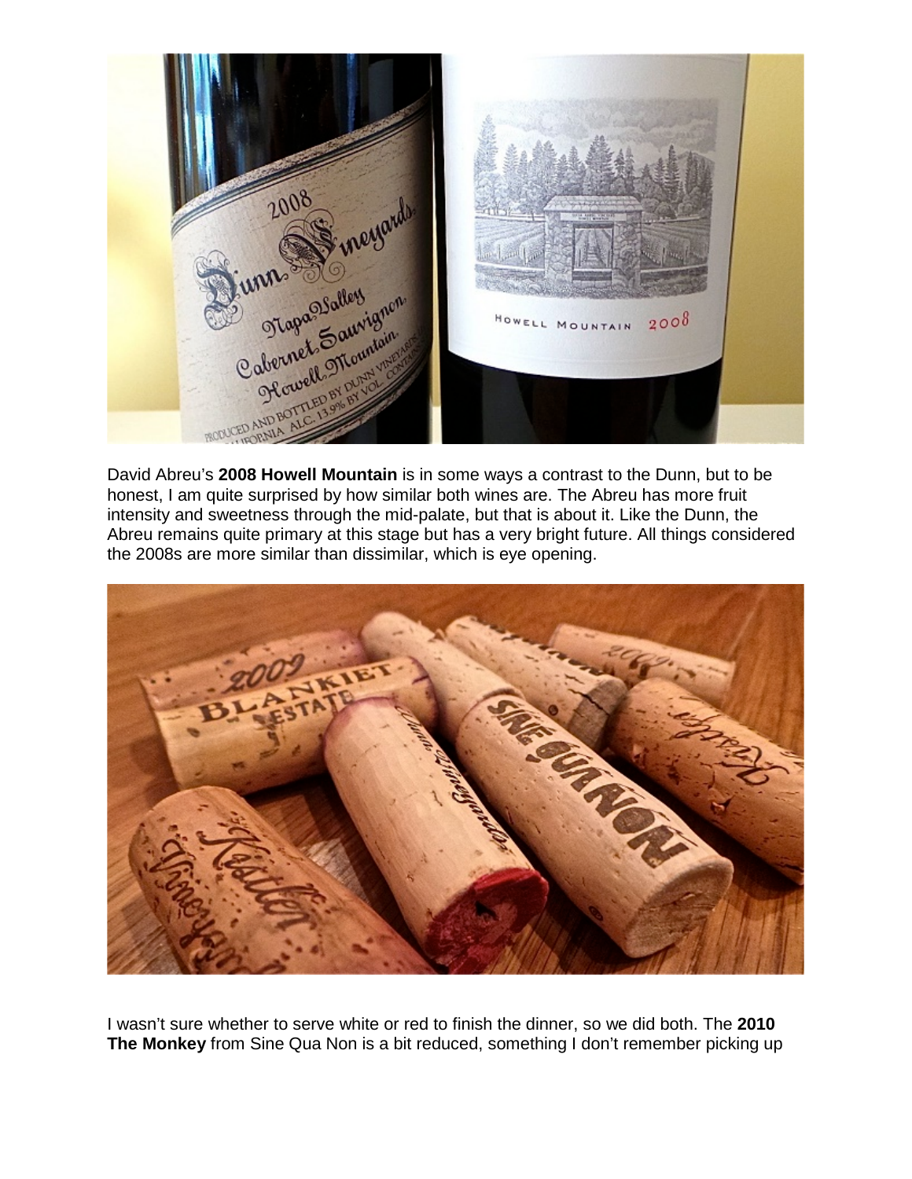David Abreu's **2008 Howell Mountain** is in some ways a contrast to the Dunn, but to be honest, I am quite surprised by how similar both wines are. The Abreu has more fruit intensity and sweetness through the mid-palate, but that is about it. Like the Dunn, the Abreu remains quite primary at this stage but has a very bright future. All things considered the 2008s are more similar than dissimilar, which is eye opening.

I wasn't sure whether to serve white or red to finish the dinner, so we did both. The **2010 The Monkey** from Sine Qua Non is a bit reduced, something I don't remember picking up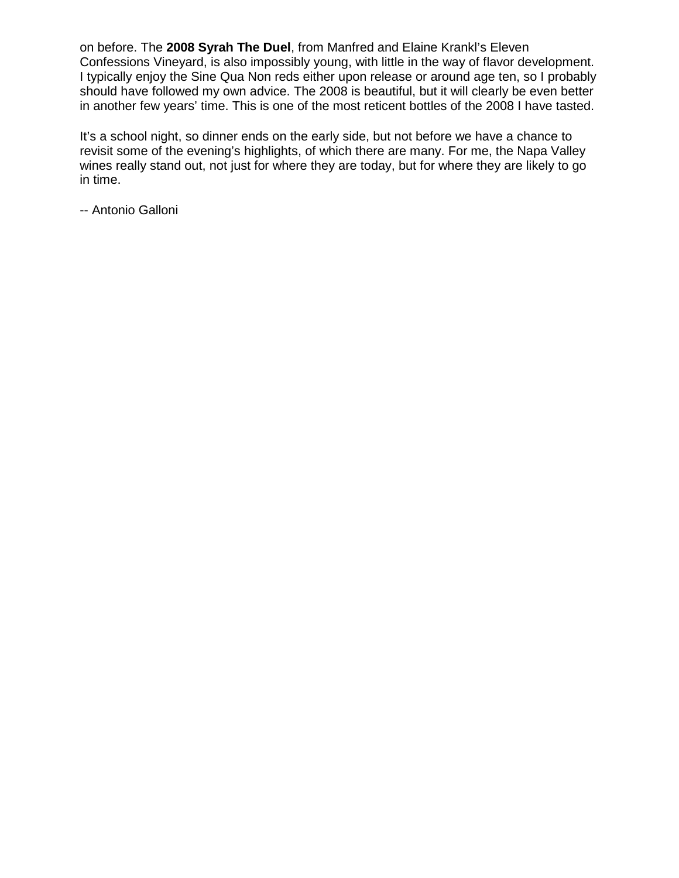on before. The **2008 Syrah The Duel**, from Manfred and Elaine Krankl's Eleven Confessions Vineyard, is also impossibly young, with little in the way of flavor development. I typically enjoy the Sine Qua Non reds either upon release or around age ten, so I probably should have followed my own advice. The 2008 is beautiful, but it will clearly be even better in another few years' time. This is one of the most reticent bottles of the 2008 I have tasted.

It's a school night, so dinner ends on the early side, but not before we have a chance to revisit some of the evening's highlights, of which there are many. For me, the Napa Valley wines really stand out, not just for where they are today, but for where they are likely to go in time.

-- Antonio Galloni